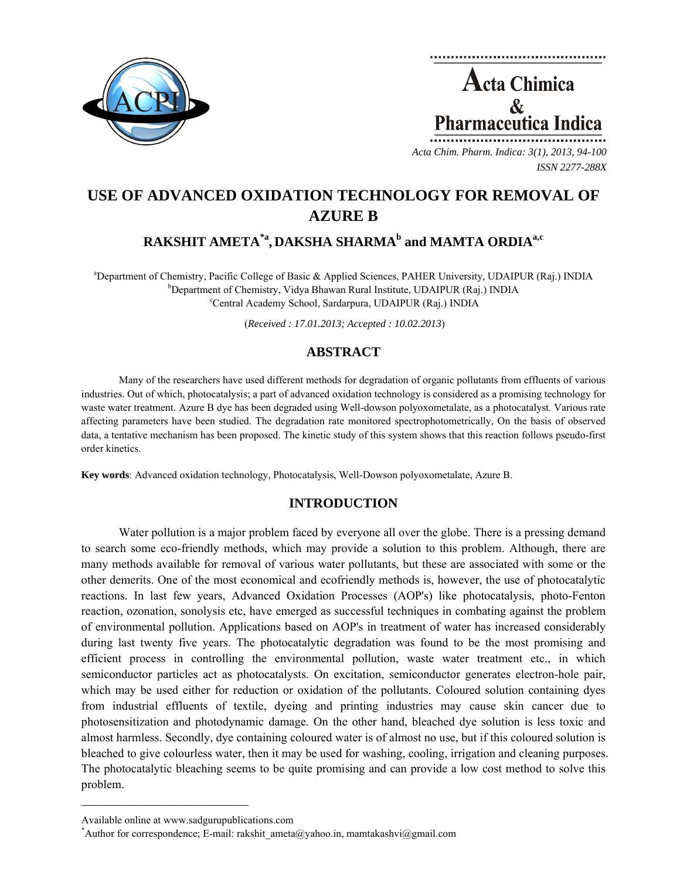# USE OF ADVANCED OXIDATION TECHNOLOGY FOR REMOVAL OF AZURE B

## RAKSHIT AMETA[*a], DAKSHA SHARMA[b] and MAMTA ORDIA[a,c]

[a]Department of Chemistry, Pacific College of Basic & Applied Sciences, PAHER University, UDAIPUR (Raj.) INDIA
[b]Department of Chemistry, Vidya Bhawan Rural Institute, UDAIPUR (Raj.) INDIA
[c]Central Academy School, Sardarpura, UDAIPUR (Raj.) INDIA

(*Received : 17.01.2013; Accepted : 10.02.2013*)

## ABSTRACT

Many of the researchers have used different methods for degradation of organic pollutants from effluents of various industries. Out of which, photocatalysis; a part of advanced oxidation technology is considered as a promising technology for waste water treatment. Azure B dye has been degraded using Well-dowson polyoxometalate, as a photocatalyst. Various rate affecting parameters have been studied. The degradation rate monitored spectrophotometrically, On the basis of observed data, a tentative mechanism has been proposed. The kinetic study of this system shows that this reaction follows pseudo-first order kinetics.

**Key words**: Advanced oxidation technology, Photocatalysis, Well-Dowson polyoxometalate, Azure B.

## INTRODUCTION

Water pollution is a major problem faced by everyone all over the globe. There is a pressing demand to search some eco-friendly methods, which may provide a solution to this problem. Although, there are many methods available for removal of various water pollutants, but these are associated with some or the other demerits. One of the most economical and ecofriendly methods is, however, the use of photocatalytic reactions. In last few years, Advanced Oxidation Processes (AOP's) like photocatalysis, photo-Fenton reaction, ozonation, sonolysis etc, have emerged as successful techniques in combating against the problem of environmental pollution. Applications based on AOP's in treatment of water has increased considerably during last twenty five years. The photocatalytic degradation was found to be the most promising and efficient process in controlling the environmental pollution, waste water treatment etc., in which semiconductor particles act as photocatalysts. On excitation, semiconductor generates electron-hole pair, which may be used either for reduction or oxidation of the pollutants. Coloured solution containing dyes from industrial effluents of textile, dyeing and printing industries may cause skin cancer due to photosensitization and photodynamic damage. On the other hand, bleached dye solution is less toxic and almost harmless. Secondly, dye containing coloured water is of almost no use, but if this coloured solution is bleached to give colourless water, then it may be used for washing, cooling, irrigation and cleaning purposes. The photocatalytic bleaching seems to be quite promising and can provide a low cost method to solve this problem.

---

Available online at www.sadgurupublications.com
[*]Author for correspondence; E-mail: rakshit_ameta@yahoo.in, mamtakashvi@gmail.com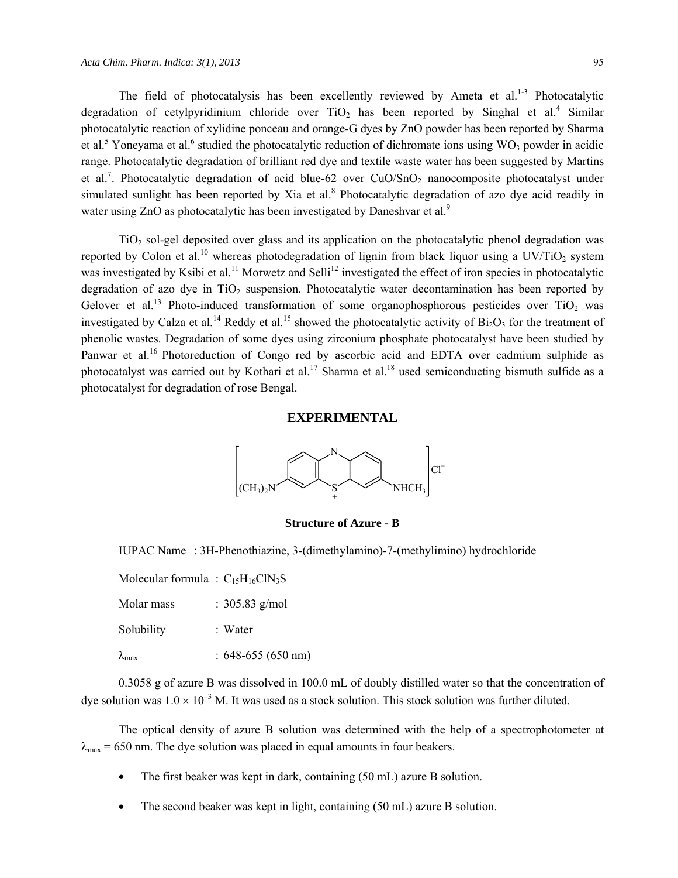The field of photocatalysis has been excellently reviewed by Ameta et al.[1-3] Photocatalytic degradation of cetylpyridinium chloride over $TiO_2$ has been reported by Singhal et al.[4] Similar photocatalytic reaction of xylidine ponceau and orange-G dyes by ZnO powder has been reported by Sharma et al.[5] Yoneyama et al.[6] studied the photocatalytic reduction of dichromate ions using $WO_3$ powder in acidic range. Photocatalytic degradation of brilliant red dye and textile waste water has been suggested by Martins et al.[7]. Photocatalytic degradation of acid blue-62 over $CuO/SnO_2$ nanocomposite photocatalyst under simulated sunlight has been reported by Xia et al.[8] Photocatalytic degradation of azo dye acid readily in water using ZnO as photocatalytic has been investigated by Daneshvar et al.[9]

$TiO_2$ sol-gel deposited over glass and its application on the photocatalytic phenol degradation was reported by Colon et al.[10] whereas photodegradation of lignin from black liquor using a UV/$TiO_2$ system was investigated by Ksibi et al.[11] Morwetz and Selli[12] investigated the effect of iron species in photocatalytic degradation of azo dye in $TiO_2$ suspension. Photocatalytic water decontamination has been reported by Gelover et al.[13] Photo-induced transformation of some organophosphorous pesticides over $TiO_2$ was investigated by Calza et al.[14] Reddy et al.[15] showed the photocatalytic activity of $Bi_2O_3$ for the treatment of phenolic wastes. Degradation of some dyes using zirconium phosphate photocatalyst have been studied by Panwar et al.[16] Photoreduction of Congo red by ascorbic acid and EDTA over cadmium sulphide as photocatalyst was carried out by Kothari et al.[17] Sharma et al.[18] used semiconducting bismuth sulfide as a photocatalyst for degradation of rose Bengal.

## EXPERIMENTAL

**Structure of Azure - B**

IUPAC Name : 3H-Phenothiazine, 3-(dimethylamino)-7-(methylimino) hydrochloride

Molecular formula : $C_{15}H_{16}ClN_3S$

Molar mass : 305.83 g/mol

Solubility : Water

$\lambda_{max}$ : 648-655 (650 nm)

0.3058 g of azure B was dissolved in 100.0 mL of doubly distilled water so that the concentration of dye solution was $1.0 \times 10^{-3}$ M. It was used as a stock solution. This stock solution was further diluted.

The optical density of azure B solution was determined with the help of a spectrophotometer at $\lambda_{max}$ = 650 nm. The dye solution was placed in equal amounts in four beakers.

- The first beaker was kept in dark, containing (50 mL) azure B solution.
- The second beaker was kept in light, containing (50 mL) azure B solution.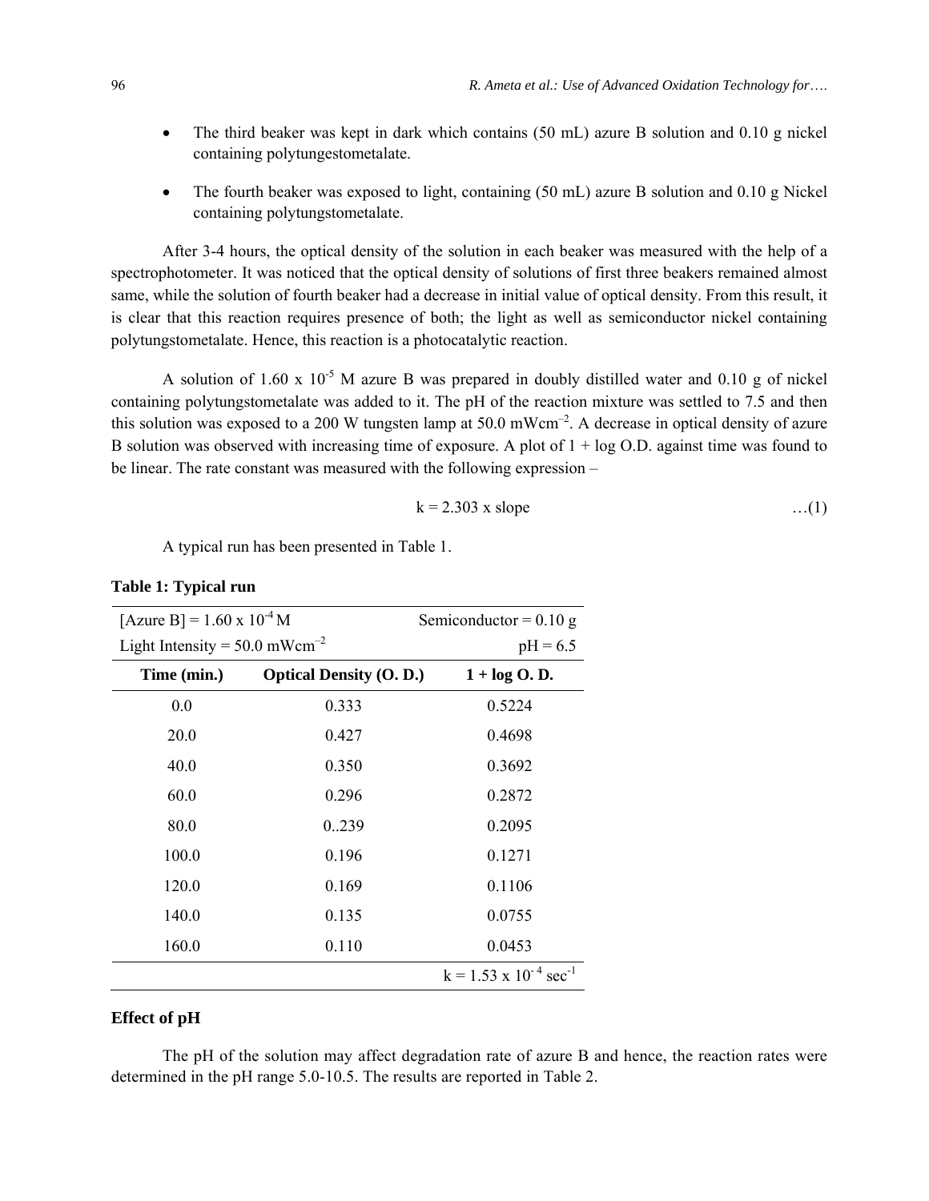- The third beaker was kept in dark which contains (50 mL) azure B solution and 0.10 g nickel containing polytungestometalate.

- The fourth beaker was exposed to light, containing (50 mL) azure B solution and 0.10 g Nickel containing polytungstometalate.

After 3-4 hours, the optical density of the solution in each beaker was measured with the help of a spectrophotometer. It was noticed that the optical density of solutions of first three beakers remained almost same, while the solution of fourth beaker had a decrease in initial value of optical density. From this result, it is clear that this reaction requires presence of both; the light as well as semiconductor nickel containing polytungstometalate. Hence, this reaction is a photocatalytic reaction.

A solution of 1.60 x $10^{-5}$ M azure B was prepared in doubly distilled water and 0.10 g of nickel containing polytungstometalate was added to it. The pH of the reaction mixture was settled to 7.5 and then this solution was exposed to a 200 W tungsten lamp at 50.0 $mWcm^{-2}$. A decrease in optical density of azure B solution was observed with increasing time of exposure. A plot of 1 + log O.D. against time was found to be linear. The rate constant was measured with the following expression –

$$k = 2.303 \text{ x slope} \qquad \ldots(1)$$

A typical run has been presented in Table 1.

**Table 1: Typical run**

| [Azure B] = 1.60 x $10^{-4}$ M | | Semiconductor = 0.10 g |
|---|---|---|
| Light Intensity = 50.0 $mWcm^{-2}$ | | pH = 6.5 |
| **Time (min.)** | **Optical Density (O. D.)** | **1 + log O. D.** |
| 0.0 | 0.333 | 0.5224 |
| 20.0 | 0.427 | 0.4698 |
| 40.0 | 0.350 | 0.3692 |
| 60.0 | 0.296 | 0.2872 |
| 80.0 | 0..239 | 0.2095 |
| 100.0 | 0.196 | 0.1271 |
| 120.0 | 0.169 | 0.1106 |
| 140.0 | 0.135 | 0.0755 |
| 160.0 | 0.110 | 0.0453 |
| | | k = 1.53 x $10^{-4}$ $sec^{-1}$ |

### Effect of pH

The pH of the solution may affect degradation rate of azure B and hence, the reaction rates were determined in the pH range 5.0-10.5. The results are reported in Table 2.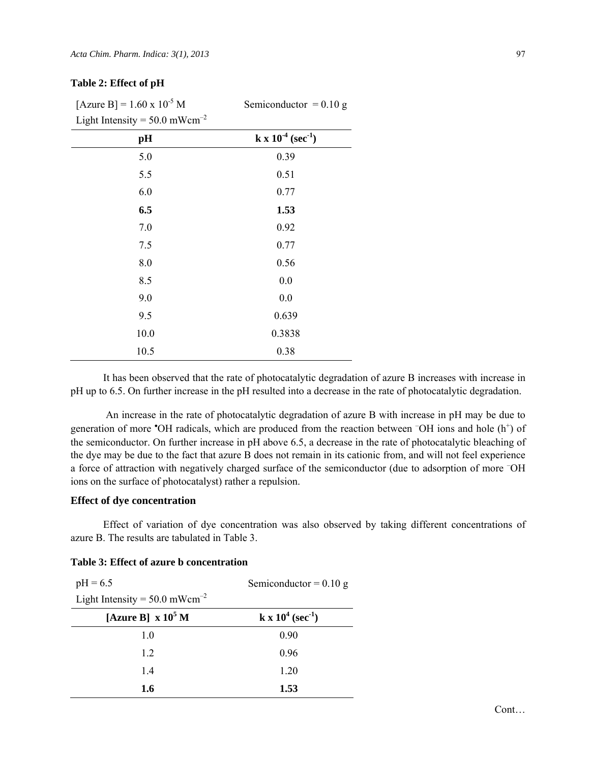**Table 2: Effect of pH**

[Azure B] = 1.60 x $10^{-5}$ M  Semiconductor = 0.10 g

Light Intensity = 50.0 $mWcm^{-2}$

| pH | k x $10^{-4}$ ($sec^{-1}$) |
|---|---|
| 5.0 | 0.39 |
| 5.5 | 0.51 |
| 6.0 | 0.77 |
| **6.5** | **1.53** |
| 7.0 | 0.92 |
| 7.5 | 0.77 |
| 8.0 | 0.56 |
| 8.5 | 0.0 |
| 9.0 | 0.0 |
| 9.5 | 0.639 |
| 10.0 | 0.3838 |
| 10.5 | 0.38 |

It has been observed that the rate of photocatalytic degradation of azure B increases with increase in pH up to 6.5. On further increase in the pH resulted into a decrease in the rate of photocatalytic degradation.

An increase in the rate of photocatalytic degradation of azure B with increase in pH may be due to generation of more $^{\bullet}OH$ radicals, which are produced from the reaction between $^{-}OH$ ions and hole ($h^+$) of the semiconductor. On further increase in pH above 6.5, a decrease in the rate of photocatalytic bleaching of the dye may be due to the fact that azure B does not remain in its cationic from, and will not feel experience a force of attraction with negatively charged surface of the semiconductor (due to adsorption of more $^{-}OH$ ions on the surface of photocatalyst) rather a repulsion.

### Effect of dye concentration

Effect of variation of dye concentration was also observed by taking different concentrations of azure B. The results are tabulated in Table 3.

**Table 3: Effect of azure b concentration**

pH = 6.5  Semiconductor = 0.10 g

Light Intensity = 50.0 $mWcm^{-2}$

| [Azure B] x $10^5$ M | k x $10^4$ ($sec^{-1}$) |
|---|---|
| 1.0 | 0.90 |
| 1.2 | 0.96 |
| 1.4 | 1.20 |
| **1.6** | **1.53** |

Cont…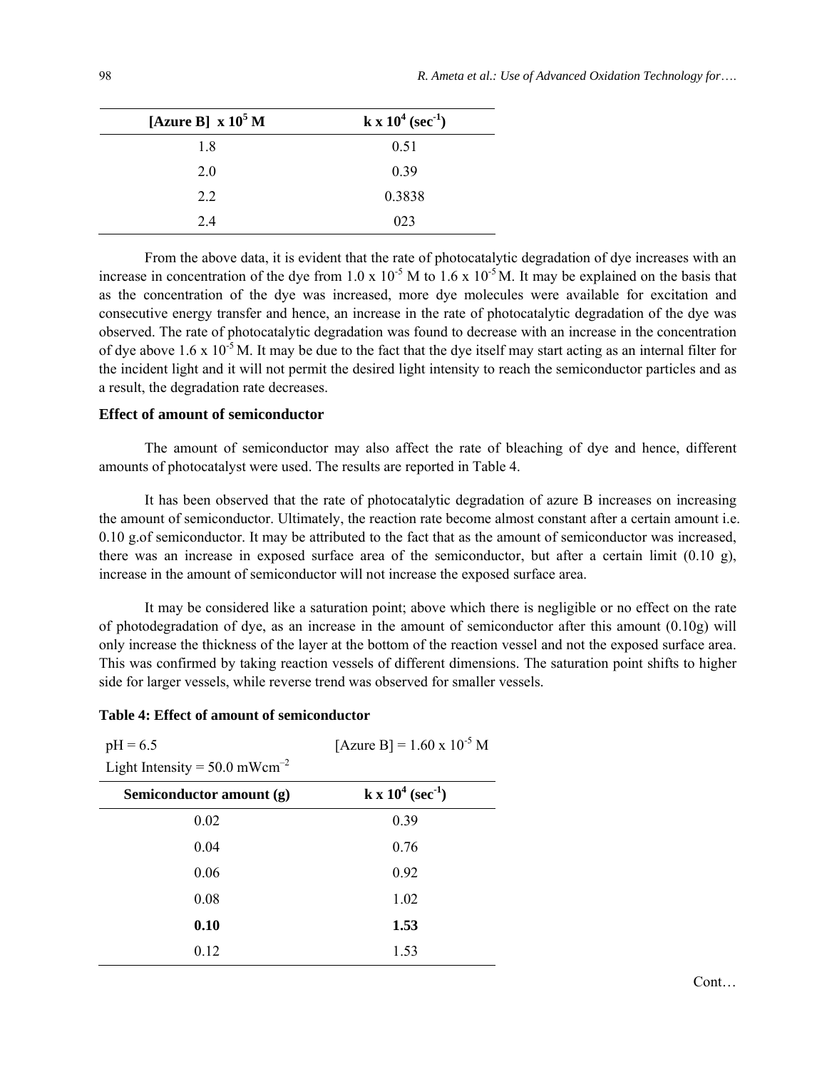| [Azure B] x $10^5$ M | k x $10^4$ ($sec^{-1}$) |
|---|---|
| 1.8 | 0.51 |
| 2.0 | 0.39 |
| 2.2 | 0.3838 |
| 2.4 | 023 |

From the above data, it is evident that the rate of photocatalytic degradation of dye increases with an increase in concentration of the dye from 1.0 x $10^{-5}$ M to 1.6 x $10^{-5}$ M. It may be explained on the basis that as the concentration of the dye was increased, more dye molecules were available for excitation and consecutive energy transfer and hence, an increase in the rate of photocatalytic degradation of the dye was observed. The rate of photocatalytic degradation was found to decrease with an increase in the concentration of dye above 1.6 x $10^{-5}$ M. It may be due to the fact that the dye itself may start acting as an internal filter for the incident light and it will not permit the desired light intensity to reach the semiconductor particles and as a result, the degradation rate decreases.

### Effect of amount of semiconductor

The amount of semiconductor may also affect the rate of bleaching of dye and hence, different amounts of photocatalyst were used. The results are reported in Table 4.

It has been observed that the rate of photocatalytic degradation of azure B increases on increasing the amount of semiconductor. Ultimately, the reaction rate become almost constant after a certain amount i.e. 0.10 g.of semiconductor. It may be attributed to the fact that as the amount of semiconductor was increased, there was an increase in exposed surface area of the semiconductor, but after a certain limit (0.10 g), increase in the amount of semiconductor will not increase the exposed surface area.

It may be considered like a saturation point; above which there is negligible or no effect on the rate of photodegradation of dye, as an increase in the amount of semiconductor after this amount (0.10g) will only increase the thickness of the layer at the bottom of the reaction vessel and not the exposed surface area. This was confirmed by taking reaction vessels of different dimensions. The saturation point shifts to higher side for larger vessels, while reverse trend was observed for smaller vessels.

**Table 4: Effect of amount of semiconductor**

pH = 6.5 [Azure B] = 1.60 x $10^{-5}$ M

Light Intensity = 50.0 $mWcm^{-2}$

| Semiconductor amount (g) | k x $10^4$ ($sec^{-1}$) |
|---|---|
| 0.02 | 0.39 |
| 0.04 | 0.76 |
| 0.06 | 0.92 |
| 0.08 | 1.02 |
| **0.10** | **1.53** |
| 0.12 | 1.53 |

Cont…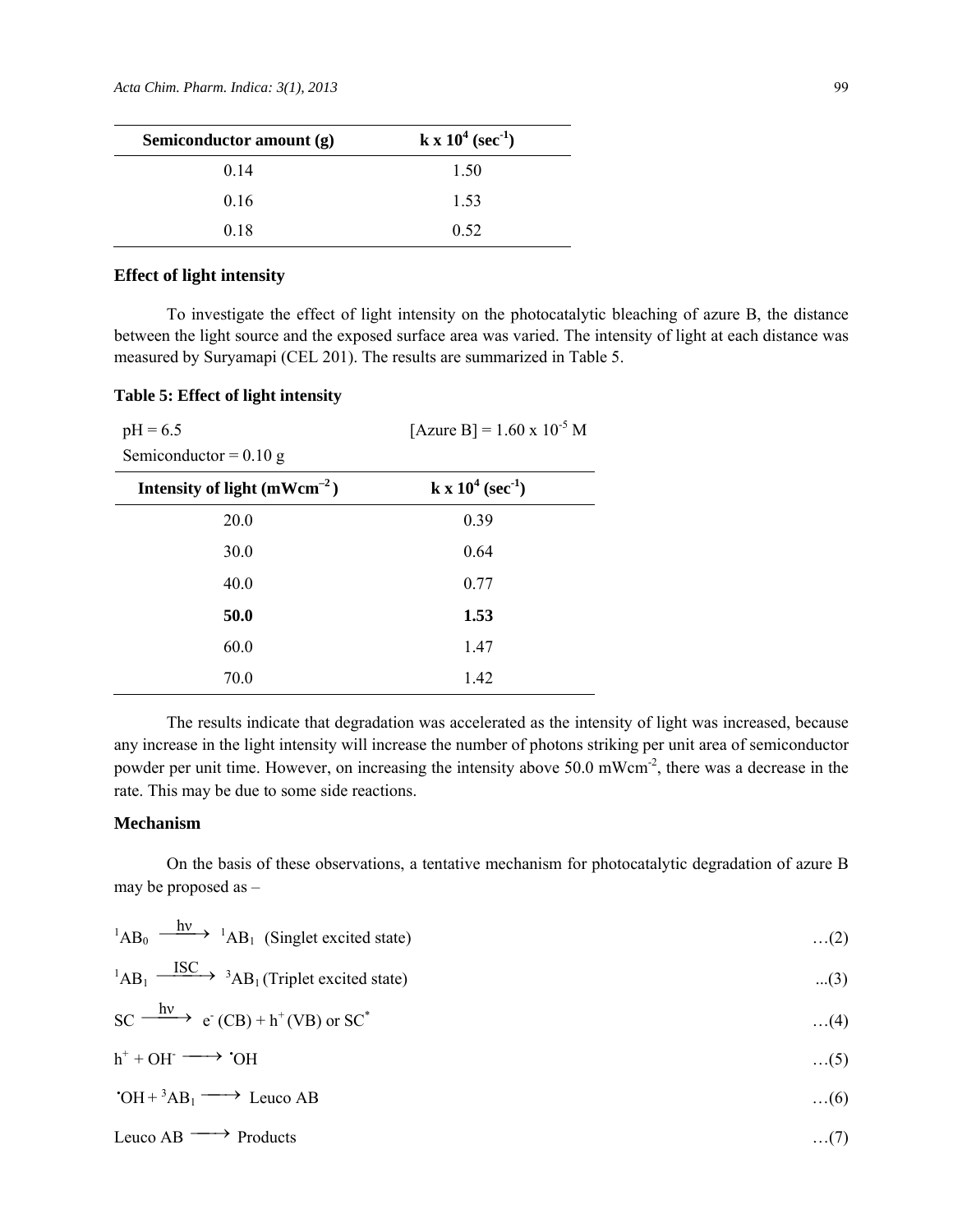| Semiconductor amount (g) | k x $10^4$ ($sec^{-1}$) |
|---|---|
| 0.14 | 1.50 |
| 0.16 | 1.53 |
| 0.18 | 0.52 |

### Effect of light intensity

To investigate the effect of light intensity on the photocatalytic bleaching of azure B, the distance between the light source and the exposed surface area was varied. The intensity of light at each distance was measured by Suryamapi (CEL 201). The results are summarized in Table 5.

**Table 5: Effect of light intensity**

pH = 6.5 [Azure B] = 1.60 x $10^{-5}$ M

Semiconductor = 0.10 g

| Intensity of light ($mWcm^{-2}$) | k x $10^4$ ($sec^{-1}$) |
|---|---|
| 20.0 | 0.39 |
| 30.0 | 0.64 |
| 40.0 | 0.77 |
| **50.0** | **1.53** |
| 60.0 | 1.47 |
| 70.0 | 1.42 |

The results indicate that degradation was accelerated as the intensity of light was increased, because any increase in the light intensity will increase the number of photons striking per unit area of semiconductor powder per unit time. However, on increasing the intensity above 50.0 $mWcm^{-2}$, there was a decrease in the rate. This may be due to some side reactions.

### Mechanism

On the basis of these observations, a tentative mechanism for photocatalytic degradation of azure B may be proposed as –

$$^1AB_0 \xrightarrow{h\nu} {}^1AB_1 \text{ (Singlet excited state)} \quad \ldots(2)$$

$$^1AB_1 \xrightarrow{ISC} {}^3AB_1 \text{ (Triplet excited state)} \quad \ldots(3)$$

$$SC \xrightarrow{h\nu} e^- (CB) + h^+ (VB) \text{ or } SC^* \quad \ldots(4)$$

$$h^+ + OH^- \longrightarrow {}^{\bullet}OH \quad \ldots(5)$$

$$^{\bullet}OH + {}^3AB_1 \longrightarrow \text{Leuco AB} \quad \ldots(6)$$

$$\text{Leuco AB} \longrightarrow \text{Products} \quad \ldots(7)$$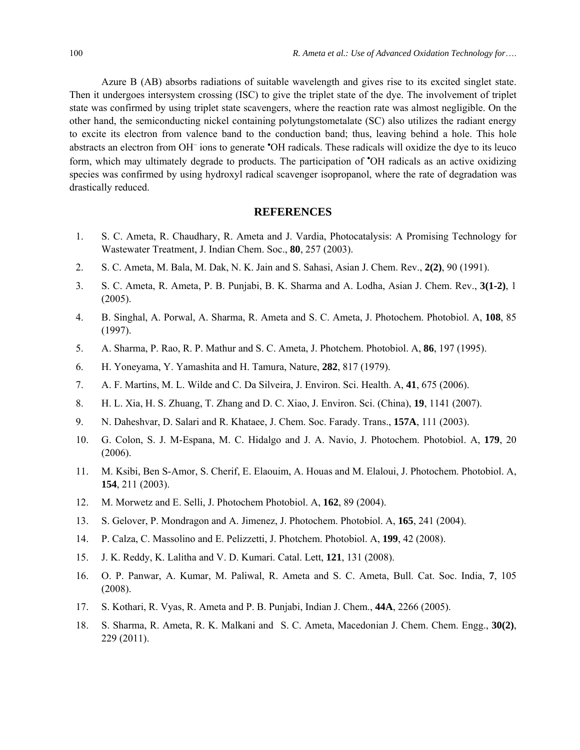Azure B (AB) absorbs radiations of suitable wavelength and gives rise to its excited singlet state. Then it undergoes intersystem crossing (ISC) to give the triplet state of the dye. The involvement of triplet state was confirmed by using triplet state scavengers, where the reaction rate was almost negligible. On the other hand, the semiconducting nickel containing polytungstometalate (SC) also utilizes the radiant energy to excite its electron from valence band to the conduction band; thus, leaving behind a hole. This hole abstracts an electron from $OH^-$ ions to generate $^{\bullet}OH$ radicals. These radicals will oxidize the dye to its leuco form, which may ultimately degrade to products. The participation of $^{\bullet}OH$ radicals as an active oxidizing species was confirmed by using hydroxyl radical scavenger isopropanol, where the rate of degradation was drastically reduced.

## REFERENCES

1. S. C. Ameta, R. Chaudhary, R. Ameta and J. Vardia, Photocatalysis: A Promising Technology for Wastewater Treatment, J. Indian Chem. Soc., **80**, 257 (2003).
2. S. C. Ameta, M. Bala, M. Dak, N. K. Jain and S. Sahasi, Asian J. Chem. Rev., **2(2)**, 90 (1991).
3. S. C. Ameta, R. Ameta, P. B. Punjabi, B. K. Sharma and A. Lodha, Asian J. Chem. Rev., **3(1-2)**, 1 (2005).
4. B. Singhal, A. Porwal, A. Sharma, R. Ameta and S. C. Ameta, J. Photochem. Photobiol. A, **108**, 85 (1997).
5. A. Sharma, P. Rao, R. P. Mathur and S. C. Ameta, J. Photchem. Photobiol. A, **86**, 197 (1995).
6. H. Yoneyama, Y. Yamashita and H. Tamura, Nature, **282**, 817 (1979).
7. A. F. Martins, M. L. Wilde and C. Da Silveira, J. Environ. Sci. Health. A, **41**, 675 (2006).
8. H. L. Xia, H. S. Zhuang, T. Zhang and D. C. Xiao, J. Environ. Sci. (China), **19**, 1141 (2007).
9. N. Daheshvar, D. Salari and R. Khataee, J. Chem. Soc. Farady. Trans., **157A**, 111 (2003).
10. G. Colon, S. J. M-Espana, M. C. Hidalgo and J. A. Navio, J. Photochem. Photobiol. A, **179**, 20 (2006).
11. M. Ksibi, Ben S-Amor, S. Cherif, E. Elaouim, A. Houas and M. Elaloui, J. Photochem. Photobiol. A, **154**, 211 (2003).
12. M. Morwetz and E. Selli, J. Photochem Photobiol. A, **162**, 89 (2004).
13. S. Gelover, P. Mondragon and A. Jimenez, J. Photochem. Photobiol. A, **165**, 241 (2004).
14. P. Calza, C. Massolino and E. Pelizzetti, J. Photchem. Photobiol. A, **199**, 42 (2008).
15. J. K. Reddy, K. Lalitha and V. D. Kumari. Catal. Lett, **121**, 131 (2008).
16. O. P. Panwar, A. Kumar, M. Paliwal, R. Ameta and S. C. Ameta, Bull. Cat. Soc. India, **7**, 105 (2008).
17. S. Kothari, R. Vyas, R. Ameta and P. B. Punjabi, Indian J. Chem., **44A**, 2266 (2005).
18. S. Sharma, R. Ameta, R. K. Malkani and S. C. Ameta, Macedonian J. Chem. Chem. Engg., **30(2)**, 229 (2011).